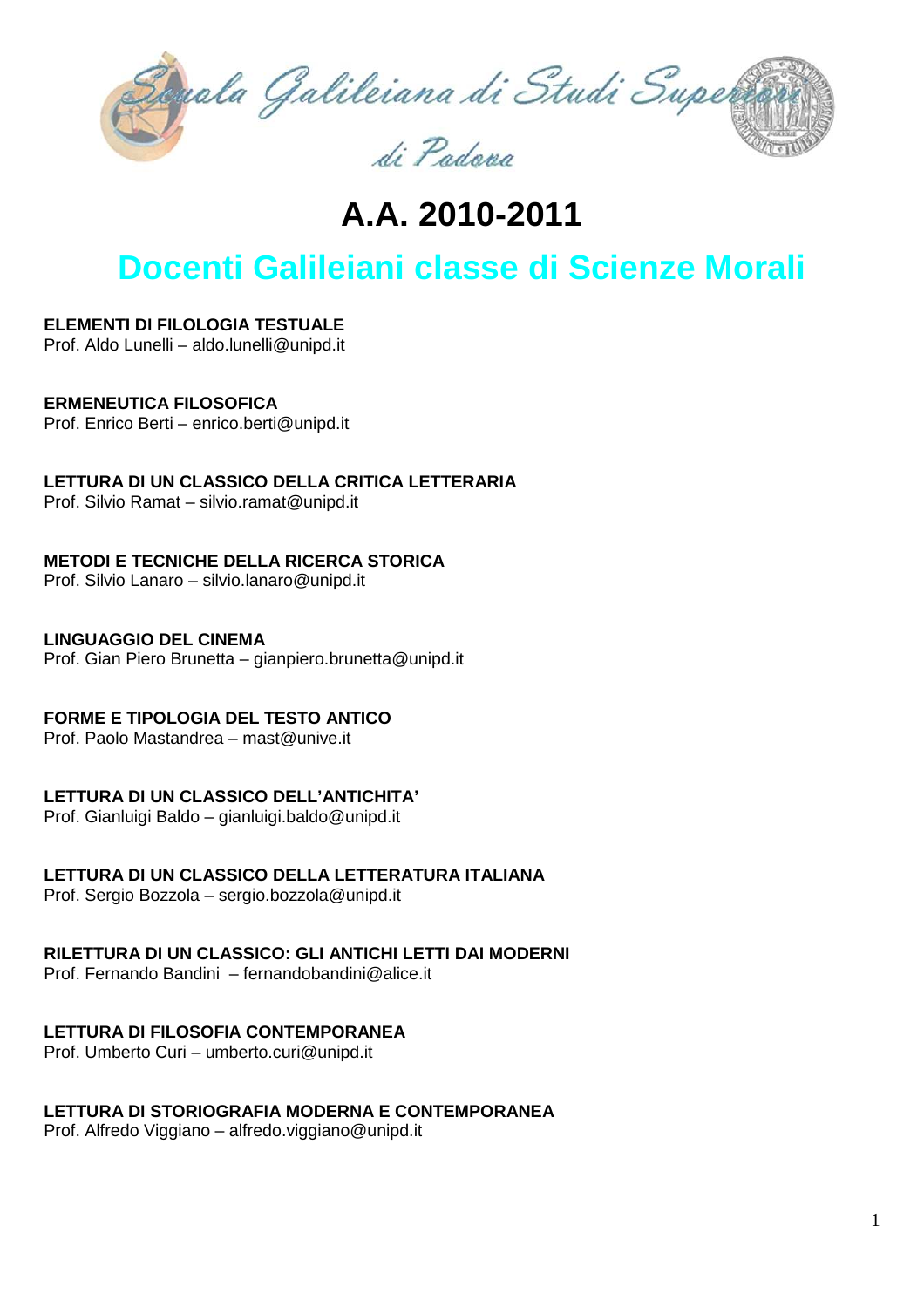Scuola Galileiana di Studi Superiori di Padova

# A.A. 2010-2011

## Docenti Galileiani classe di Scienze Morali

**ELEMENTI DI FILOLOGIA TESTUALE**
Prof. Aldo Lunelli – aldo.lunelli@unipd.it

**ERMENEUTICA FILOSOFICA**
Prof. Enrico Berti – enrico.berti@unipd.it

**LETTURA DI UN CLASSICO DELLA CRITICA LETTERARIA**
Prof. Silvio Ramat – silvio.ramat@unipd.it

**METODI E TECNICHE DELLA RICERCA STORICA**
Prof. Silvio Lanaro – silvio.lanaro@unipd.it

**LINGUAGGIO DEL CINEMA**
Prof. Gian Piero Brunetta – gianpiero.brunetta@unipd.it

**FORME E TIPOLOGIA DEL TESTO ANTICO**
Prof. Paolo Mastandrea – mast@unive.it

**LETTURA DI UN CLASSICO DELL'ANTICHITA'**
Prof. Gianluigi Baldo – gianluigi.baldo@unipd.it

**LETTURA DI UN CLASSICO DELLA LETTERATURA ITALIANA**
Prof. Sergio Bozzola – sergio.bozzola@unipd.it

**RILETTURA DI UN CLASSICO: GLI ANTICHI LETTI DAI MODERNI**
Prof. Fernando Bandini – fernandobandini@alice.it

**LETTURA DI FILOSOFIA CONTEMPORANEA**
Prof. Umberto Curi – umberto.curi@unipd.it

**LETTURA DI STORIOGRAFIA MODERNA E CONTEMPORANEA**
Prof. Alfredo Viggiano – alfredo.viggiano@unipd.it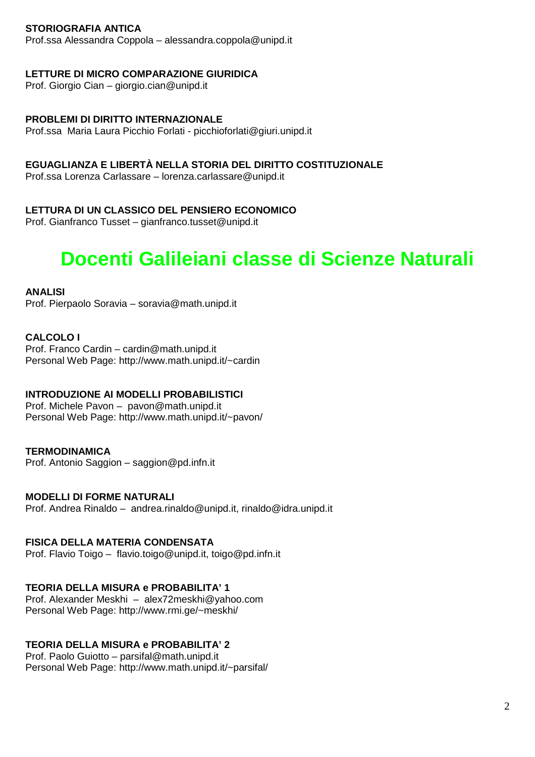**STORIOGRAFIA ANTICA**
Prof.ssa Alessandra Coppola – alessandra.coppola@unipd.it

**LETTURE DI MICRO COMPARAZIONE GIURIDICA**
Prof. Giorgio Cian – giorgio.cian@unipd.it

**PROBLEMI DI DIRITTO INTERNAZIONALE**
Prof.ssa Maria Laura Picchio Forlati - picchioforlati@giuri.unipd.it

**EGUAGLIANZA E LIBERTÀ NELLA STORIA DEL DIRITTO COSTITUZIONALE**
Prof.ssa Lorenza Carlassare – lorenza.carlassare@unipd.it

**LETTURA DI UN CLASSICO DEL PENSIERO ECONOMICO**
Prof. Gianfranco Tusset – gianfranco.tusset@unipd.it

# Docenti Galileiani classe di Scienze Naturali

**ANALISI**
Prof. Pierpaolo Soravia – soravia@math.unipd.it

**CALCOLO I**
Prof. Franco Cardin – cardin@math.unipd.it
Personal Web Page: http://www.math.unipd.it/~cardin

**INTRODUZIONE AI MODELLI PROBABILISTICI**
Prof. Michele Pavon – pavon@math.unipd.it
Personal Web Page: http://www.math.unipd.it/~pavon/

**TERMODINAMICA**
Prof. Antonio Saggion – saggion@pd.infn.it

**MODELLI DI FORME NATURALI**
Prof. Andrea Rinaldo – andrea.rinaldo@unipd.it, rinaldo@idra.unipd.it

**FISICA DELLA MATERIA CONDENSATA**
Prof. Flavio Toigo – flavio.toigo@unipd.it, toigo@pd.infn.it

**TEORIA DELLA MISURA e PROBABILITA' 1**
Prof. Alexander Meskhi – alex72meskhi@yahoo.com
Personal Web Page: http://www.rmi.ge/~meskhi/

**TEORIA DELLA MISURA e PROBABILITA' 2**
Prof. Paolo Guiotto – parsifal@math.unipd.it
Personal Web Page: http://www.math.unipd.it/~parsifal/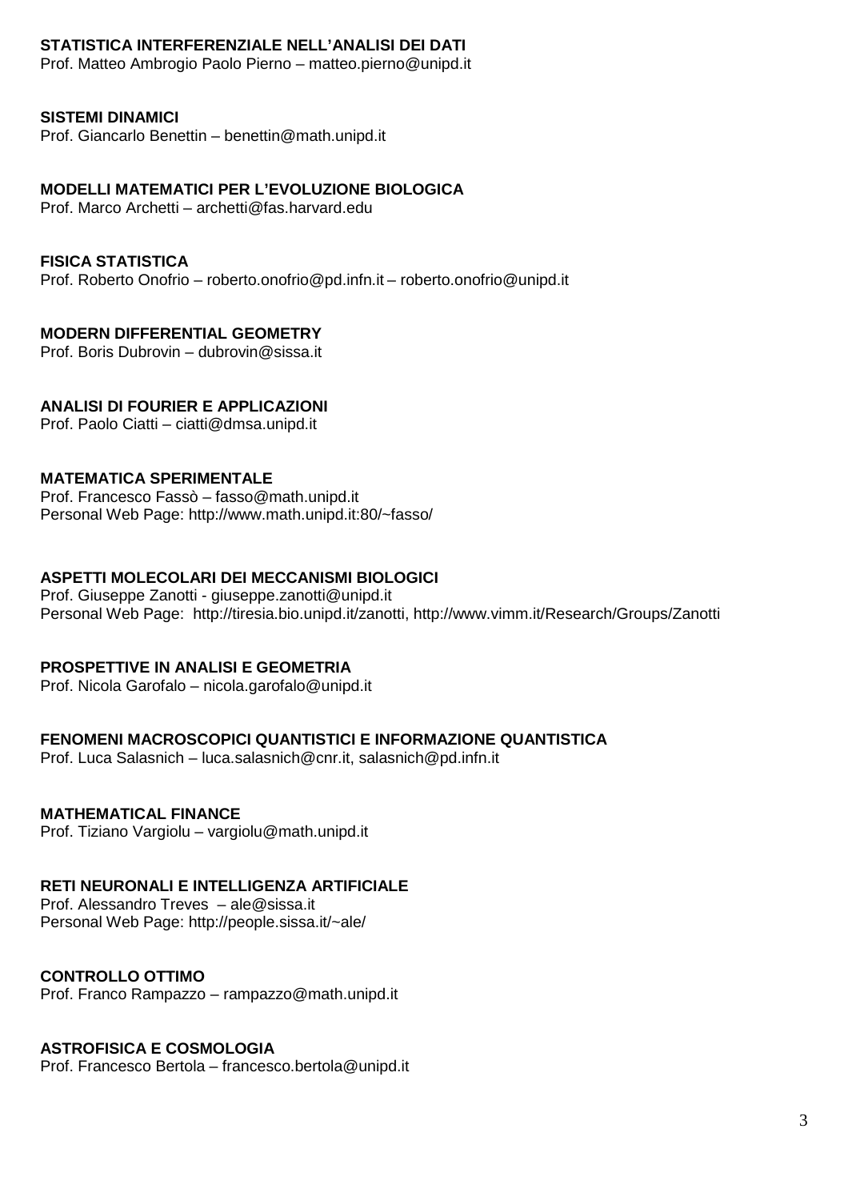**STATISTICA INTERFERENZIALE NELL'ANALISI DEI DATI**
Prof. Matteo Ambrogio Paolo Pierno – matteo.pierno@unipd.it

**SISTEMI DINAMICI**
Prof. Giancarlo Benettin – benettin@math.unipd.it

**MODELLI MATEMATICI PER L'EVOLUZIONE BIOLOGICA**
Prof. Marco Archetti – archetti@fas.harvard.edu

**FISICA STATISTICA**
Prof. Roberto Onofrio – roberto.onofrio@pd.infn.it – roberto.onofrio@unipd.it

**MODERN DIFFERENTIAL GEOMETRY**
Prof. Boris Dubrovin – dubrovin@sissa.it

**ANALISI DI FOURIER E APPLICAZIONI**
Prof. Paolo Ciatti – ciatti@dmsa.unipd.it

**MATEMATICA SPERIMENTALE**
Prof. Francesco Fassò – fasso@math.unipd.it
Personal Web Page: http://www.math.unipd.it:80/~fasso/

**ASPETTI MOLECOLARI DEI MECCANISMI BIOLOGICI**
Prof. Giuseppe Zanotti - giuseppe.zanotti@unipd.it
Personal Web Page: http://tiresia.bio.unipd.it/zanotti, http://www.vimm.it/Research/Groups/Zanotti

**PROSPETTIVE IN ANALISI E GEOMETRIA**
Prof. Nicola Garofalo – nicola.garofalo@unipd.it

**FENOMENI MACROSCOPICI QUANTISTICI E INFORMAZIONE QUANTISTICA**
Prof. Luca Salasnich – luca.salasnich@cnr.it, salasnich@pd.infn.it

**MATHEMATICAL FINANCE**
Prof. Tiziano Vargiolu – vargiolu@math.unipd.it

**RETI NEURONALI E INTELLIGENZA ARTIFICIALE**
Prof. Alessandro Treves – ale@sissa.it
Personal Web Page: http://people.sissa.it/~ale/

**CONTROLLO OTTIMO**
Prof. Franco Rampazzo – rampazzo@math.unipd.it

**ASTROFISICA E COSMOLOGIA**
Prof. Francesco Bertola – francesco.bertola@unipd.it